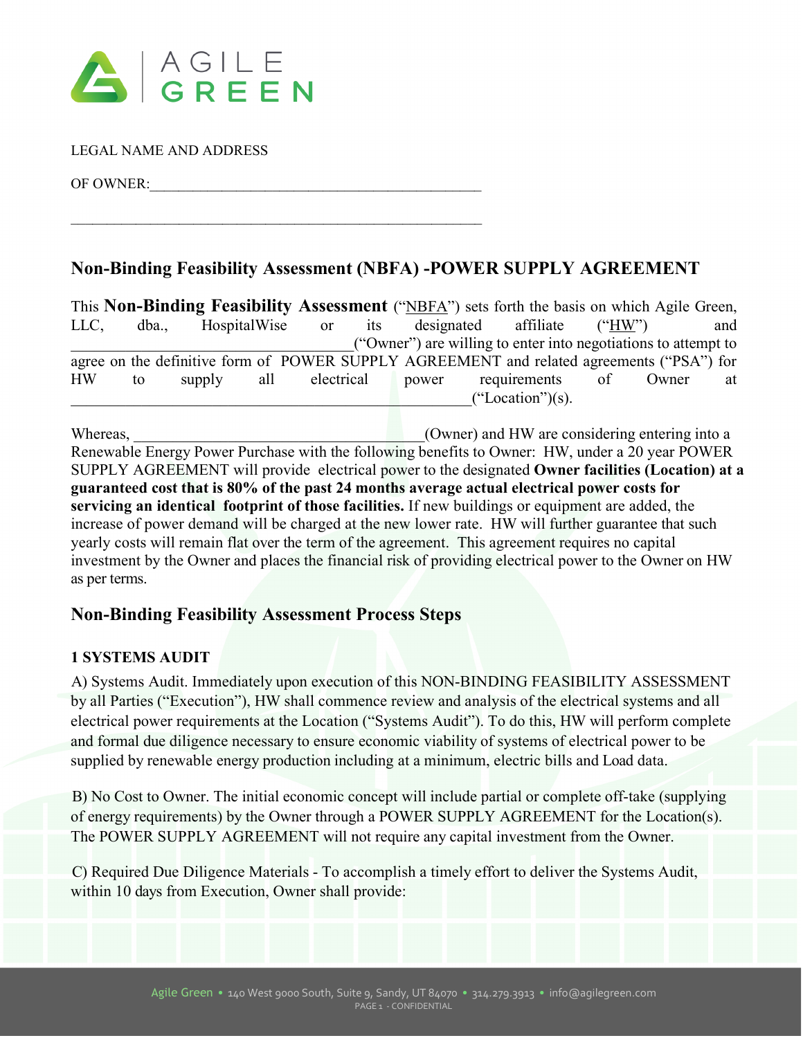LEGAL NAME AND ADDRESS

OF OWNER:_____________________________________________

_______________________________________________________

## Non-Binding Feasibility Assessment (NBFA) -POWER SUPPLY AGREEMENT

This **Non-Binding Feasibility Assessment** ("NBFA") sets forth the basis on which Agile Green, LLC, dba., HospitalWise or its designated affiliate ("HW") and ______________________________________("Owner") are willing to enter into negotiations to attempt to agree on the definitive form of POWER SUPPLY AGREEMENT and related agreements ("PSA") for HW to supply all electrical power requirements of Owner at _______________________________________________________("Location")(s).

Whereas, _______________________________________(Owner) and HW are considering entering into a Renewable Energy Power Purchase with the following benefits to Owner: HW, under a 20 year POWER SUPPLY AGREEMENT will provide electrical power to the designated **Owner facilities (Location) at a guaranteed cost that is 80% of the past 24 months average actual electrical power costs for servicing an identical footprint of those facilities.** If new buildings or equipment are added, the increase of power demand will be charged at the new lower rate. HW will further guarantee that such yearly costs will remain flat over the term of the agreement. This agreement requires no capital investment by the Owner and places the financial risk of providing electrical power to the Owner on HW as per terms.

## Non-Binding Feasibility Assessment Process Steps

### 1 SYSTEMS AUDIT

A) Systems Audit. Immediately upon execution of this NON-BINDING FEASIBILITY ASSESSMENT by all Parties ("Execution"), HW shall commence review and analysis of the electrical systems and all electrical power requirements at the Location ("Systems Audit"). To do this, HW will perform complete and formal due diligence necessary to ensure economic viability of systems of electrical power to be supplied by renewable energy production including at a minimum, electric bills and Load data.

B) No Cost to Owner. The initial economic concept will include partial or complete off-take (supplying of energy requirements) by the Owner through a POWER SUPPLY AGREEMENT for the Location(s). The POWER SUPPLY AGREEMENT will not require any capital investment from the Owner.

C) Required Due Diligence Materials - To accomplish a timely effort to deliver the Systems Audit, within 10 days from Execution, Owner shall provide: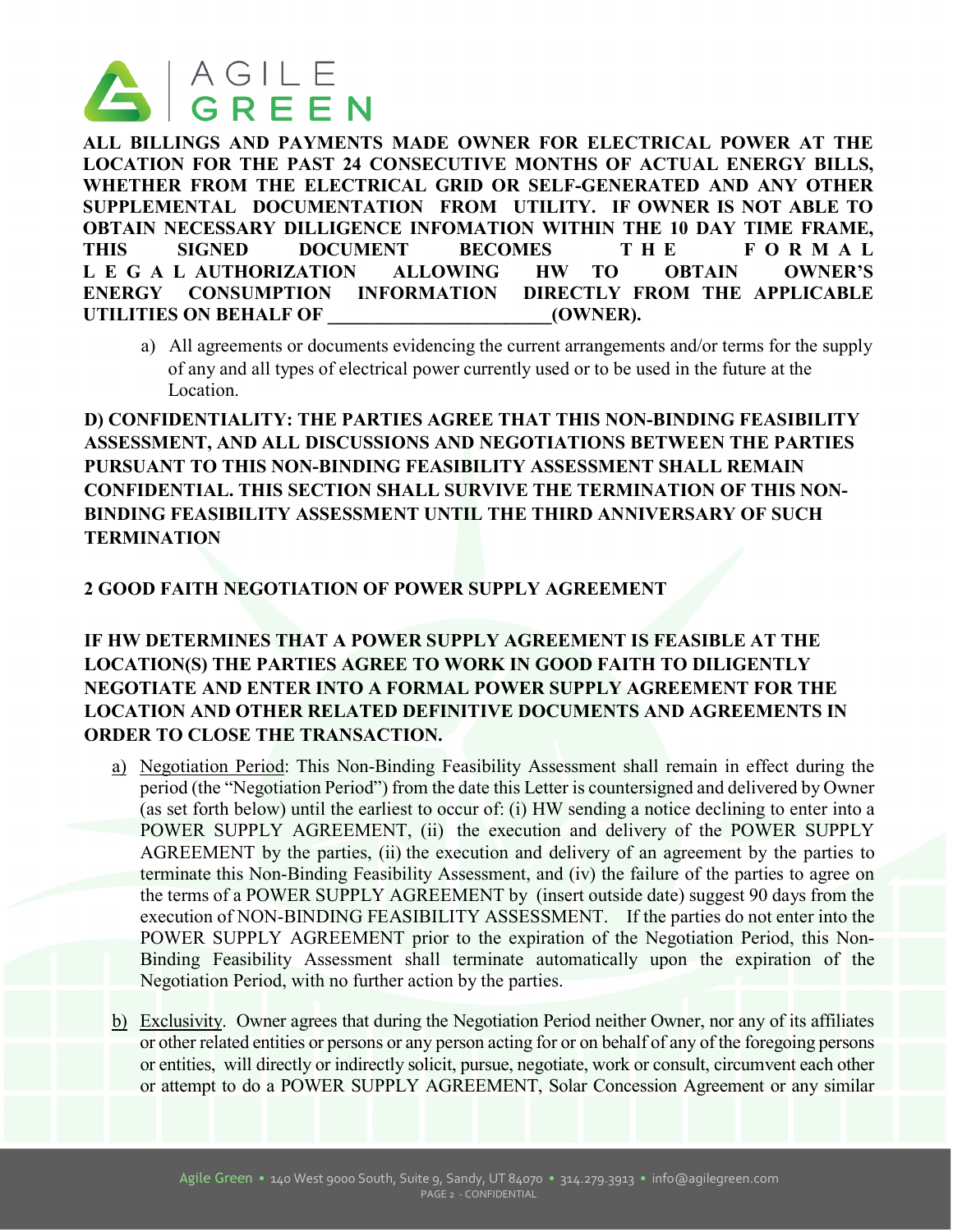**ALL BILLINGS AND PAYMENTS MADE OWNER FOR ELECTRICAL POWER AT THE LOCATION FOR THE PAST 24 CONSECUTIVE MONTHS OF ACTUAL ENERGY BILLS, WHETHER FROM THE ELECTRICAL GRID OR SELF-GENERATED AND ANY OTHER SUPPLEMENTAL DOCUMENTATION FROM UTILITY. IF OWNER IS NOT ABLE TO OBTAIN NECESSARY DILLIGENCE INFOMATION WITHIN THE 10 DAY TIME FRAME, THIS SIGNED DOCUMENT BECOMES THE FORMAL LEGAL AUTHORIZATION ALLOWING HW TO OBTAIN OWNER'S ENERGY CONSUMPTION INFORMATION DIRECTLY FROM THE APPLICABLE UTILITIES ON BEHALF OF _______________________(OWNER).**

a) All agreements or documents evidencing the current arrangements and/or terms for the supply of any and all types of electrical power currently used or to be used in the future at the Location.

**D) CONFIDENTIALITY: THE PARTIES AGREE THAT THIS NON-BINDING FEASIBILITY ASSESSMENT, AND ALL DISCUSSIONS AND NEGOTIATIONS BETWEEN THE PARTIES PURSUANT TO THIS NON-BINDING FEASIBILITY ASSESSMENT SHALL REMAIN CONFIDENTIAL. THIS SECTION SHALL SURVIVE THE TERMINATION OF THIS NON-BINDING FEASIBILITY ASSESSMENT UNTIL THE THIRD ANNIVERSARY OF SUCH TERMINATION**

## 2 GOOD FAITH NEGOTIATION OF POWER SUPPLY AGREEMENT

**IF HW DETERMINES THAT A POWER SUPPLY AGREEMENT IS FEASIBLE AT THE LOCATION(S) THE PARTIES AGREE TO WORK IN GOOD FAITH TO DILIGENTLY NEGOTIATE AND ENTER INTO A FORMAL POWER SUPPLY AGREEMENT FOR THE LOCATION AND OTHER RELATED DEFINITIVE DOCUMENTS AND AGREEMENTS IN ORDER TO CLOSE THE TRANSACTION.**

a) Negotiation Period: This Non-Binding Feasibility Assessment shall remain in effect during the period (the "Negotiation Period") from the date this Letter is countersigned and delivered by Owner (as set forth below) until the earliest to occur of: (i) HW sending a notice declining to enter into a POWER SUPPLY AGREEMENT, (ii) the execution and delivery of the POWER SUPPLY AGREEMENT by the parties, (ii) the execution and delivery of an agreement by the parties to terminate this Non-Binding Feasibility Assessment, and (iv) the failure of the parties to agree on the terms of a POWER SUPPLY AGREEMENT by (insert outside date) suggest 90 days from the execution of NON-BINDING FEASIBILITY ASSESSMENT. If the parties do not enter into the POWER SUPPLY AGREEMENT prior to the expiration of the Negotiation Period, this Non-Binding Feasibility Assessment shall terminate automatically upon the expiration of the Negotiation Period, with no further action by the parties.

b) Exclusivity. Owner agrees that during the Negotiation Period neither Owner, nor any of its affiliates or other related entities or persons or any person acting for or on behalf of any of the foregoing persons or entities, will directly or indirectly solicit, pursue, negotiate, work or consult, circumvent each other or attempt to do a POWER SUPPLY AGREEMENT, Solar Concession Agreement or any similar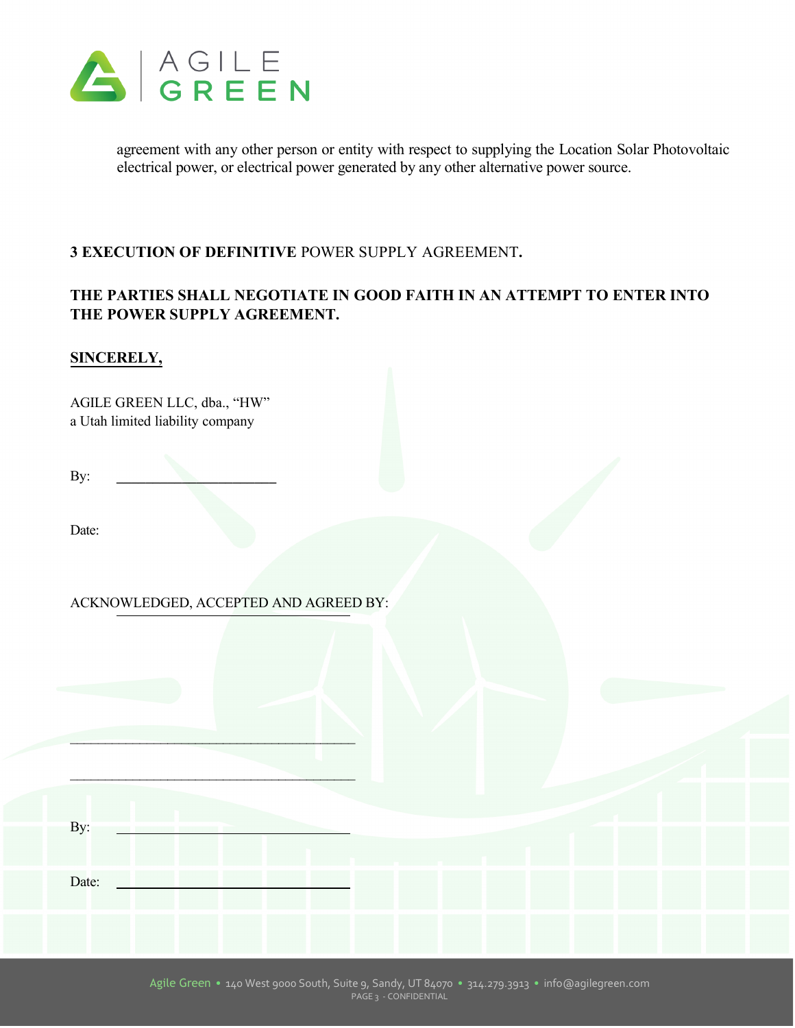agreement with any other person or entity with respect to supplying the Location Solar Photovoltaic electrical power, or electrical power generated by any other alternative power source.

**3 EXECUTION OF DEFINITIVE** POWER SUPPLY AGREEMENT**.**

**THE PARTIES SHALL NEGOTIATE IN GOOD FAITH IN AN ATTEMPT TO ENTER INTO THE POWER SUPPLY AGREEMENT.**

**SINCERELY,**

AGILE GREEN LLC, dba., "HW"
a Utah limited liability company

By: ______________________

Date:

ACKNOWLEDGED, ACCEPTED AND AGREED BY:

________________________________________

________________________________________

By: ______________________

Date: ______________________